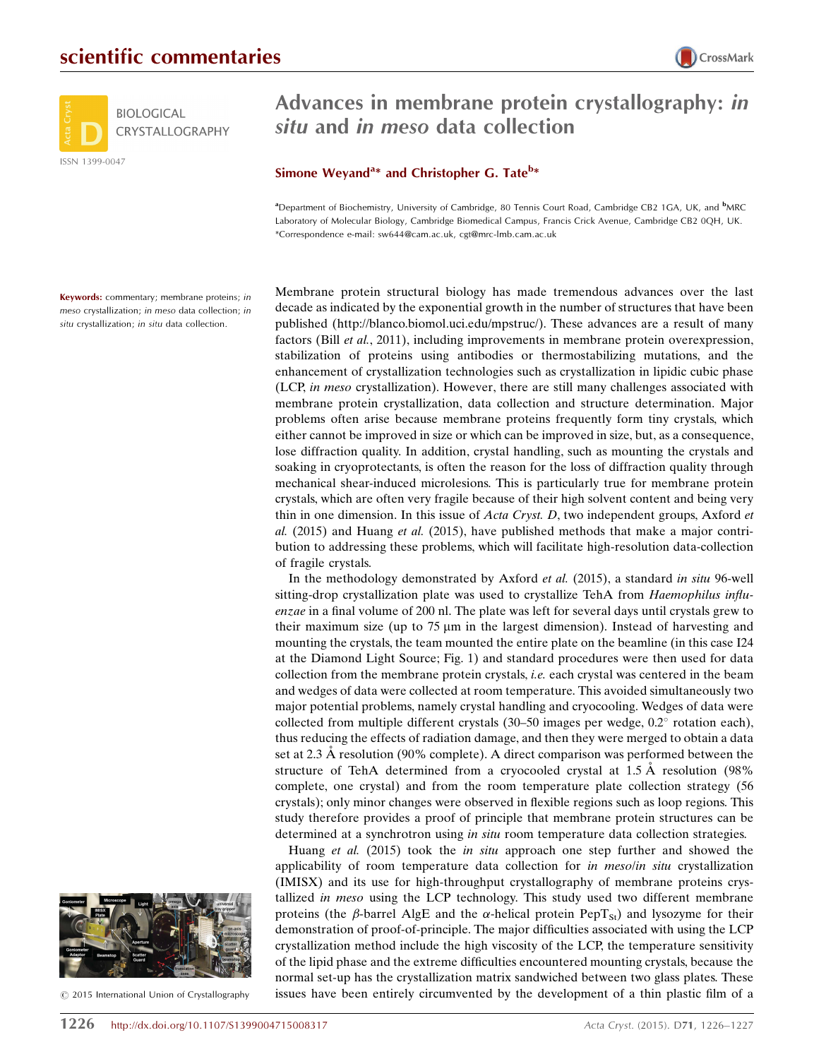# Advances in membrane protein crystallography: *in situ* and *in meso* data collection

**Simone Weyand[a]* and Christopher G. Tate[b]***

[a]Department of Biochemistry, University of Cambridge, 80 Tennis Court Road, Cambridge CB2 1GA, UK, and [b]MRC Laboratory of Molecular Biology, Cambridge Biomedical Campus, Francis Crick Avenue, Cambridge CB2 0QH, UK. *Correspondence e-mail: sw644@cam.ac.uk, cgt@mrc-lmb.cam.ac.uk

**Keywords:** commentary; membrane proteins; *in meso* crystallization; *in meso* data collection; *in situ* crystallization; *in situ* data collection.

© 2015 International Union of Crystallography

Membrane protein structural biology has made tremendous advances over the last decade as indicated by the exponential growth in the number of structures that have been published (http://blanco.biomol.uci.edu/mpstruc/). These advances are a result of many factors (Bill *et al.*, 2011), including improvements in membrane protein overexpression, stabilization of proteins using antibodies or thermostabilizing mutations, and the enhancement of crystallization technologies such as crystallization in lipidic cubic phase (LCP, *in meso* crystallization). However, there are still many challenges associated with membrane protein crystallization, data collection and structure determination. Major problems often arise because membrane proteins frequently form tiny crystals, which either cannot be improved in size or which can be improved in size, but, as a consequence, lose diffraction quality. In addition, crystal handling, such as mounting the crystals and soaking in cryoprotectants, is often the reason for the loss of diffraction quality through mechanical shear-induced microlesions. This is particularly true for membrane protein crystals, which are often very fragile because of their high solvent content and being very thin in one dimension. In this issue of *Acta Cryst. D*, two independent groups, Axford *et al.* (2015) and Huang *et al.* (2015), have published methods that make a major contribution to addressing these problems, which will facilitate high-resolution data-collection of fragile crystals.

In the methodology demonstrated by Axford *et al.* (2015), a standard *in situ* 96-well sitting-drop crystallization plate was used to crystallize TehA from *Haemophilus influenzae* in a final volume of 200 nl. The plate was left for several days until crystals grew to their maximum size (up to 75 µm in the largest dimension). Instead of harvesting and mounting the crystals, the team mounted the entire plate on the beamline (in this case I24 at the Diamond Light Source; Fig. 1) and standard procedures were then used for data collection from the membrane protein crystals, *i.e.* each crystal was centered in the beam and wedges of data were collected at room temperature. This avoided simultaneously two major potential problems, namely crystal handling and cryocooling. Wedges of data were collected from multiple different crystals (30–50 images per wedge, 0.2° rotation each), thus reducing the effects of radiation damage, and then they were merged to obtain a data set at 2.3 Å resolution (90% complete). A direct comparison was performed between the structure of TehA determined from a cryocooled crystal at 1.5 Å resolution (98% complete, one crystal) and from the room temperature plate collection strategy (56 crystals); only minor changes were observed in flexible regions such as loop regions. This study therefore provides a proof of principle that membrane protein structures can be determined at a synchrotron using *in situ* room temperature data collection strategies.

Huang *et al.* (2015) took the *in situ* approach one step further and showed the applicability of room temperature data collection for *in meso*/*in situ* crystallization (IMISX) and its use for high-throughput crystallography of membrane proteins crystallized *in meso* using the LCP technology. This study used two different membrane proteins (the β-barrel AlgE and the α-helical protein $PepT_{St}$) and lysozyme for their demonstration of proof-of-principle. The major difficulties associated with using the LCP crystallization method include the high viscosity of the LCP, the temperature sensitivity of the lipid phase and the extreme difficulties encountered mounting crystals, because the normal set-up has the crystallization matrix sandwiched between two glass plates. These issues have been entirely circumvented by the development of a thin plastic film of a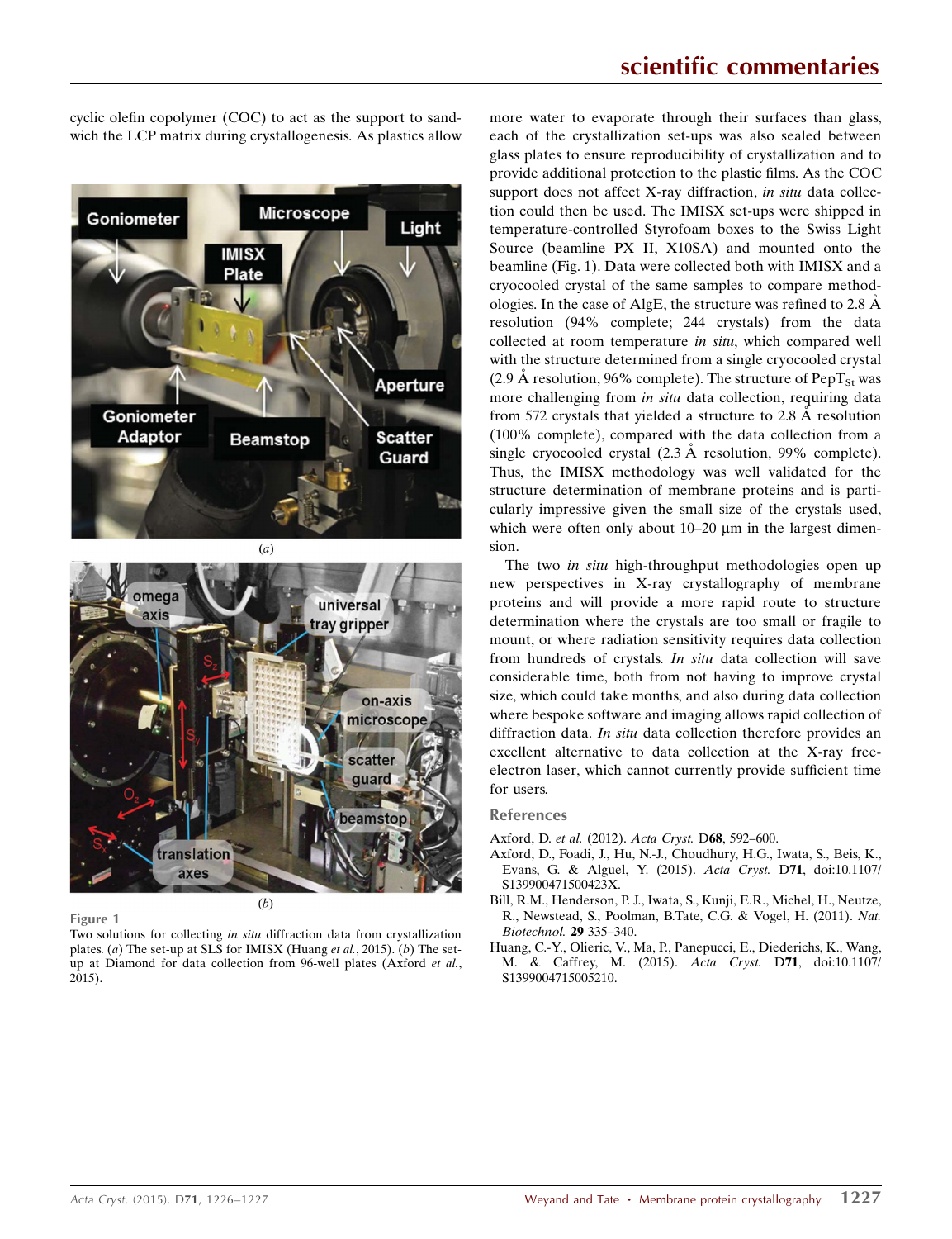cyclic olefin copolymer (COC) to act as the support to sandwich the LCP matrix during crystallogenesis. As plastics allow more water to evaporate through their surfaces than glass, each of the crystallization set-ups was also sealed between glass plates to ensure reproducibility of crystallization and to provide additional protection to the plastic films. As the COC support does not affect X-ray diffraction, *in situ* data collection could then be used. The IMISX set-ups were shipped in temperature-controlled Styrofoam boxes to the Swiss Light Source (beamline PX II, X10SA) and mounted onto the beamline (Fig. 1). Data were collected both with IMISX and a cryocooled crystal of the same samples to compare methodologies. In the case of AlgE, the structure was refined to 2.8 Å resolution (94% complete; 244 crystals) from the data collected at room temperature *in situ*, which compared well with the structure determined from a single cryocooled crystal (2.9 Å resolution, 96% complete). The structure of $PepT_{St}$ was more challenging from *in situ* data collection, requiring data from 572 crystals that yielded a structure to 2.8 Å resolution (100% complete), compared with the data collection from a single cryocooled crystal (2.3 Å resolution, 99% complete). Thus, the IMISX methodology was well validated for the structure determination of membrane proteins and is particularly impressive given the small size of the crystals used, which were often only about 10–20 µm in the largest dimension.

Goniometer

Microscope

Light

IMISX Plate

Aperture

Goniometer Adaptor

Beamstop

Scatter Guard

(*a*)

omega axis

universal tray gripper

on-axis microscope

scatter guard

beamstop

translation axes

(*b*)

**Figure 1**
Two solutions for collecting *in situ* diffraction data from crystallization plates. (*a*) The set-up at SLS for IMISX (Huang *et al.*, 2015). (*b*) The set-up at Diamond for data collection from 96-well plates (Axford *et al.*, 2015).

The two *in situ* high-throughput methodologies open up new perspectives in X-ray crystallography of membrane proteins and will provide a more rapid route to structure determination where the crystals are too small or fragile to mount, or where radiation sensitivity requires data collection from hundreds of crystals. *In situ* data collection will save considerable time, both from not having to improve crystal size, which could take months, and also during data collection where bespoke software and imaging allows rapid collection of diffraction data. *In situ* data collection therefore provides an excellent alternative to data collection at the X-ray free-electron laser, which cannot currently provide sufficient time for users.

## References

Axford, D. *et al.* (2012). *Acta Cryst.* D**68**, 592–600.

Axford, D., Foadi, J., Hu, N.-J., Choudhury, H.G., Iwata, S., Beis, K., Evans, G. & Alguel, Y. (2015). *Acta Cryst.* D**71**, doi:10.1107/S139900471500423X.

Bill, R.M., Henderson, P. J., Iwata, S., Kunji, E.R., Michel, H., Neutze, R., Newstead, S., Poolman, B.Tate, C.G. & Vogel, H. (2011). *Nat. Biotechnol.* **29** 335–340.

Huang, C.-Y., Olieric, V., Ma, P., Panepucci, E., Diederichs, K., Wang, M. & Caffrey, M. (2015). *Acta Cryst.* D**71**, doi:10.1107/S1399004715005210.